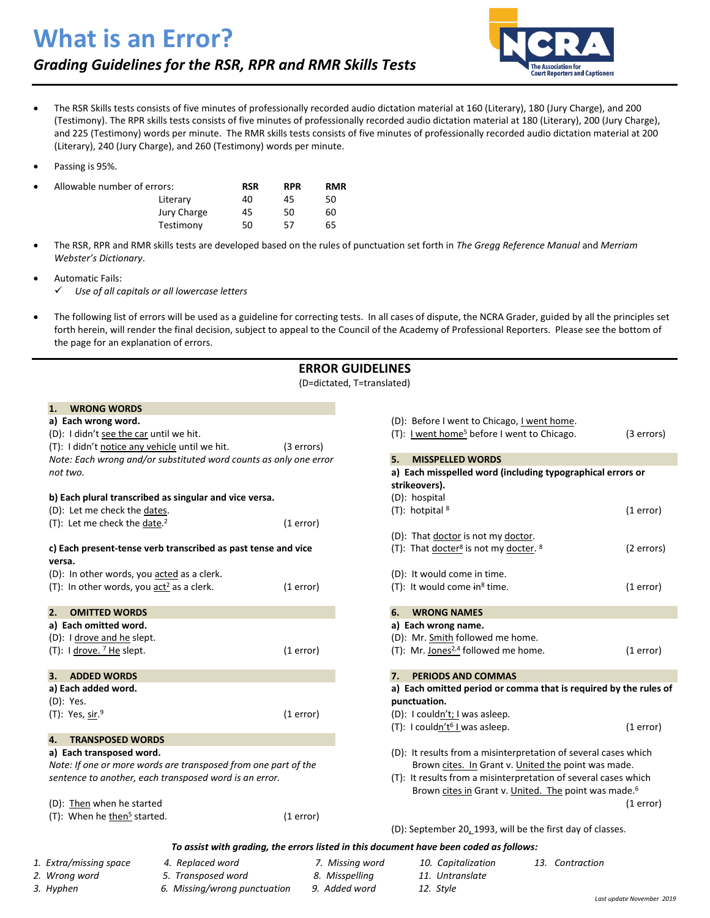# What is an Error?

## *Grading Guidelines for the RSR, RPR and RMR Skills Tests*

- The RSR Skills tests consists of five minutes of professionally recorded audio dictation material at 160 (Literary), 180 (Jury Charge), and 200 (Testimony). The RPR skills tests consists of five minutes of professionally recorded audio dictation material at 180 (Literary), 200 (Jury Charge), and 225 (Testimony) words per minute. The RMR skills tests consists of five minutes of professionally recorded audio dictation material at 200 (Literary), 240 (Jury Charge), and 260 (Testimony) words per minute.
- Passing is 95%.
- Allowable number of errors:

| | RSR | RPR | RMR |
|---|---|---|---|
| Literary | 40 | 45 | 50 |
| Jury Charge | 45 | 50 | 60 |
| Testimony | 50 | 57 | 65 |

- The RSR, RPR and RMR skills tests are developed based on the rules of punctuation set forth in *The Gregg Reference Manual* and *Merriam Webster's Dictionary*.
- Automatic Fails:
  - ✓ *Use of all capitals or all lowercase letters*
- The following list of errors will be used as a guideline for correcting tests. In all cases of dispute, the NCRA Grader, guided by all the principles set forth herein, will render the final decision, subject to appeal to the Council of the Academy of Professional Reporters. Please see the bottom of the page for an explanation of errors.

## ERROR GUIDELINES

(D=dictated, T=translated)

### 1. WRONG WORDS

**a) Each wrong word.**

(D): I didn't see the car until we hit.
(T): I didn't notice any vehicle until we hit. (3 errors)

*Note: Each wrong and/or substituted word counts as only one error not two.*

**b) Each plural transcribed as singular and vice versa.**

(D): Let me check the dates.
(T): Let me check the date.[2] (1 error)

**c) Each present-tense verb transcribed as past tense and vice versa.**

(D): In other words, you acted as a clerk.
(T): In other words, you act[2] as a clerk. (1 error)

### 2. OMITTED WORDS

**a) Each omitted word.**

(D): I drove and he slept.
(T): I drove. [7] He slept. (1 error)

### 3. ADDED WORDS

**a) Each added word.**

(D): Yes.
(T): Yes, sir.[9] (1 error)

### 4. TRANSPOSED WORDS

**a) Each transposed word.**

*Note: If one or more words are transposed from one part of the sentence to another, each transposed word is an error.*

(D): Then when he started
(T): When he then[5] started. (1 error)

(D): Before I went to Chicago, I went home.
(T): I went home[5] before I went to Chicago. (3 errors)

### 5. MISSPELLED WORDS

**a) Each misspelled word (including typographical errors or strikeovers).**

(D): hospital
(T): hotpital [8] (1 error)

(D): That doctor is not my doctor.
(T): That docter[8] is not my docter. [8] (2 errors)

(D): It would come in time.
(T): It would come ~~in~~[8] time. (1 error)

### 6. WRONG NAMES

**a) Each wrong name.**

(D): Mr. Smith followed me home.
(T): Mr. Jones[2,4] followed me home. (1 error)

### 7. PERIODS AND COMMAS

**a) Each omitted period or comma that is required by the rules of punctuation.**

(D): I couldn't; I was asleep.
(T): I couldn't[6] I was asleep. (1 error)

(D): It results from a misinterpretation of several cases which Brown cites. In Grant v. United the point was made.
(T): It results from a misinterpretation of several cases which Brown cites in Grant v. United. The point was made.[6] (1 error)

(D): September 20, 1993, will be the first day of classes.

***To assist with grading, the errors listed in this document have been coded as follows:***

1. *Extra/missing space*
2. *Wrong word*
3. *Hyphen*
4. *Replaced word*
5. *Transposed word*
6. *Missing/wrong punctuation*
7. *Missing word*
8. *Misspelling*
9. *Added word*
10. *Capitalization*
11. *Untranslate*
12. *Style*
13. *Contraction*

*Last update November 2019*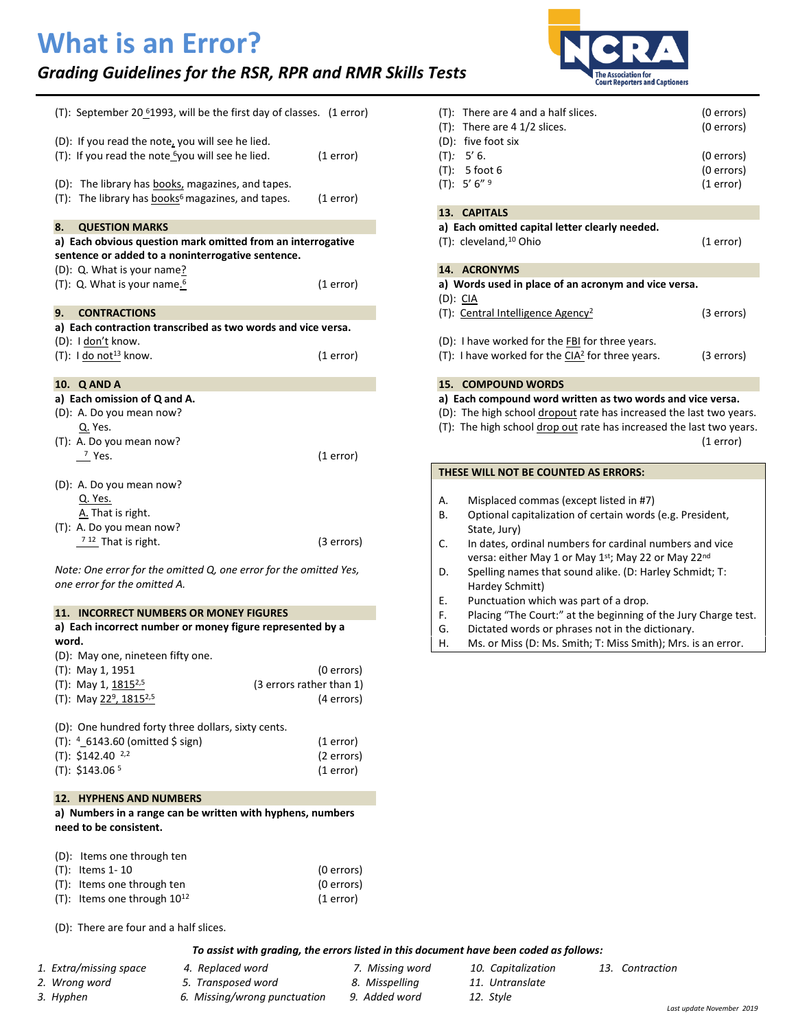# What is an Error?

## *Grading Guidelines for the RSR, RPR and RMR Skills Tests*

(T): September 20 _[6]1993, will be the first day of classes. (1 error)

(D): If you read the note, you will see he lied.
(T): If you read the note [6]you will see he lied. (1 error)

(D): The library has books, magazines, and tapes.
(T): The library has books[6] magazines, and tapes. (1 error)

### 8. QUESTION MARKS

**a) Each obvious question mark omitted from an interrogative sentence or added to a noninterrogative sentence.**

(D): Q. What is your name?
(T): Q. What is your name.[6] (1 error)

### 9. CONTRACTIONS

**a) Each contraction transcribed as two words and vice versa.**

(D): I don't know.
(T): I do not[13] know. (1 error)

### 10. Q AND A

**a) Each omission of Q and A.**

(D): A. Do you mean now?
Q. Yes.
(T): A. Do you mean now?
_[7] Yes. (1 error)

(D): A. Do you mean now?
Q. Yes.
A. That is right.
(T): A. Do you mean now?
_[7 12] That is right. (3 errors)

*Note: One error for the omitted Q, one error for the omitted Yes, one error for the omitted A.*

### 11. INCORRECT NUMBERS OR MONEY FIGURES

**a) Each incorrect number or money figure represented by a word.**

(D): May one, nineteen fifty one.
(T): May 1, 1951 (0 errors)
(T): May 1, 1815[2,5] (3 errors rather than 1)
(T): May 22[9], 1815[2,5] (4 errors)

(D): One hundred forty three dollars, sixty cents.
(T): [4]_6143.60 (omitted $ sign) (1 error)
(T): $142.40 [2,2] (2 errors)
(T): $143.06 [5] (1 error)

### 12. HYPHENS AND NUMBERS

**a) Numbers in a range can be written with hyphens, numbers need to be consistent.**

(D): Items one through ten
(T): Items 1- 10 (0 errors)
(T): Items one through ten (0 errors)
(T): Items one through 10[12] (1 error)

(D): There are four and a half slices.
(T): There are 4 and a half slices. (0 errors)
(T): There are 4 1/2 slices. (0 errors)
(D): five foot six
(T): 5' 6. (0 errors)
(T): 5 foot 6 (0 errors)
(T): 5' 6" [9] (1 error)

### 13. CAPITALS

**a) Each omitted capital letter clearly needed.**

(T): cleveland,[10] Ohio (1 error)

### 14. ACRONYMS

**a) Words used in place of an acronym and vice versa.**

(D): CIA
(T): Central Intelligence Agency[2] (3 errors)

(D): I have worked for the FBI for three years.
(T): I have worked for the CIA[2] for three years. (3 errors)

### 15. COMPOUND WORDS

**a) Each compound word written as two words and vice versa.**

(D): The high school dropout rate has increased the last two years.
(T): The high school drop out rate has increased the last two years. (1 error)

### THESE WILL NOT BE COUNTED AS ERRORS:

A. Misplaced commas (except listed in #7)
B. Optional capitalization of certain words (e.g. President, State, Jury)
C. In dates, ordinal numbers for cardinal numbers and vice versa: either May 1 or May 1st; May 22 or May 22nd
D. Spelling names that sound alike. (D: Harley Schmidt; T: Hardey Schmitt)
E. Punctuation which was part of a drop.
F. Placing "The Court:" at the beginning of the Jury Charge test.
G. Dictated words or phrases not in the dictionary.
H. Ms. or Miss (D: Ms. Smith; T: Miss Smith); Mrs. is an error.

***To assist with grading, the errors listed in this document have been coded as follows:***

*1. Extra/missing space*
*2. Wrong word*
*3. Hyphen*
*4. Replaced word*
*5. Transposed word*
*6. Missing/wrong punctuation*
*7. Missing word*
*8. Misspelling*
*9. Added word*
*10. Capitalization*
*11. Untranslate*
*12. Style*
*13. Contraction*

*Last update November 2019*